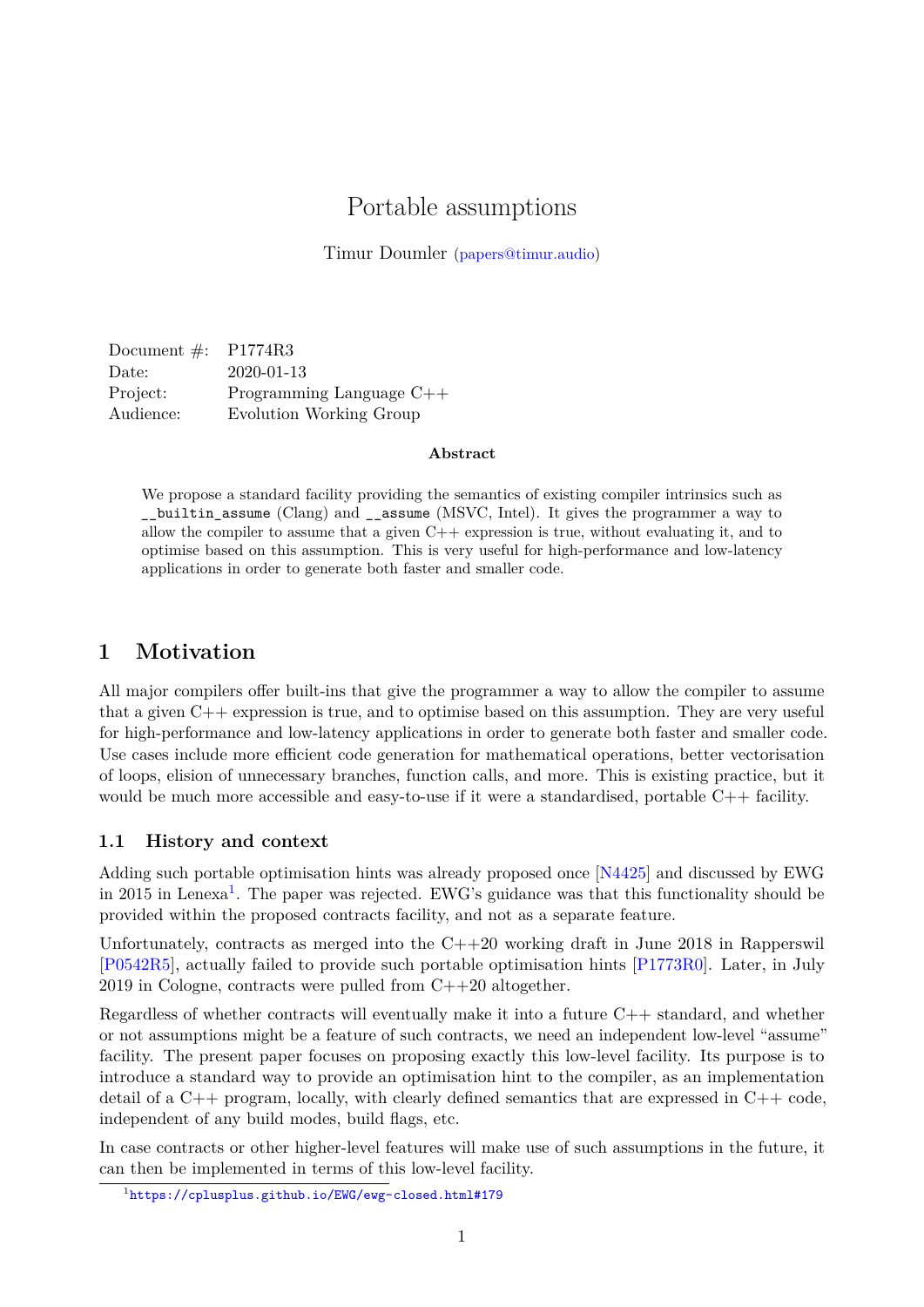# Portable assumptions

Timur Doumler (papers@timur.audio)

| | |
|---|---|
| Document #: | P1774R3 |
| Date: | 2020-01-13 |
| Project: | Programming Language C++ |
| Audience: | Evolution Working Group |

**Abstract**

We propose a standard facility providing the semantics of existing compiler intrinsics such as `__builtin_assume` (Clang) and `__assume` (MSVC, Intel). It gives the programmer a way to allow the compiler to assume that a given C++ expression is true, without evaluating it, and to optimise based on this assumption. This is very useful for high-performance and low-latency applications in order to generate both faster and smaller code.

## 1 Motivation

All major compilers offer built-ins that give the programmer a way to allow the compiler to assume that a given C++ expression is true, and to optimise based on this assumption. They are very useful for high-performance and low-latency applications in order to generate both faster and smaller code. Use cases include more efficient code generation for mathematical operations, better vectorisation of loops, elision of unnecessary branches, function calls, and more. This is existing practice, but it would be much more accessible and easy-to-use if it were a standardised, portable C++ facility.

### 1.1 History and context

Adding such portable optimisation hints was already proposed once [N4425] and discussed by EWG in 2015 in Lenexa[1]. The paper was rejected. EWG's guidance was that this functionality should be provided within the proposed contracts facility, and not as a separate feature.

Unfortunately, contracts as merged into the C++20 working draft in June 2018 in Rapperswil [P0542R5], actually failed to provide such portable optimisation hints [P1773R0]. Later, in July 2019 in Cologne, contracts were pulled from C++20 altogether.

Regardless of whether contracts will eventually make it into a future C++ standard, and whether or not assumptions might be a feature of such contracts, we need an independent low-level "assume" facility. The present paper focuses on proposing exactly this low-level facility. Its purpose is to introduce a standard way to provide an optimisation hint to the compiler, as an implementation detail of a C++ program, locally, with clearly defined semantics that are expressed in C++ code, independent of any build modes, build flags, etc.

In case contracts or other higher-level features will make use of such assumptions in the future, it can then be implemented in terms of this low-level facility.

[1] https://cplusplus.github.io/EWG/ewg-closed.html#179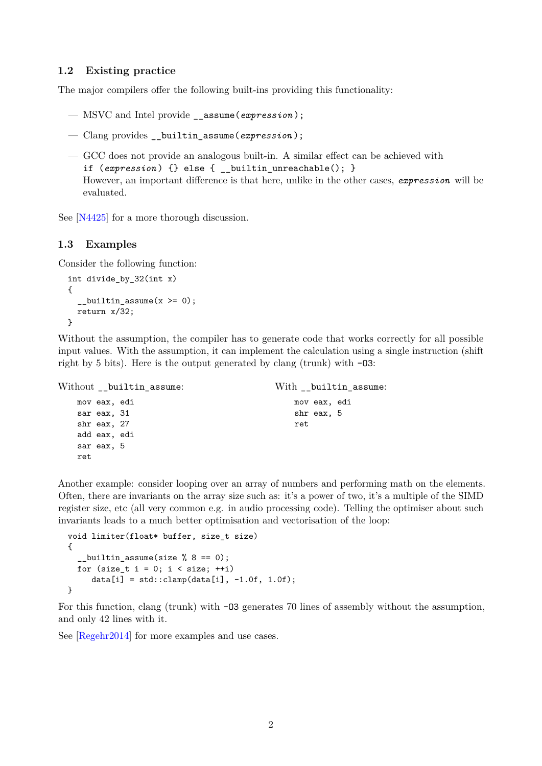### 1.2 Existing practice

The major compilers offer the following built-ins providing this functionality:

- MSVC and Intel provide `__assume(expression);`
- Clang provides `__builtin_assume(expression);`
- GCC does not provide an analogous built-in. A similar effect can be achieved with
  `if (expression) {} else { __builtin_unreachable(); }`
  However, an important difference is that here, unlike in the other cases, *expression* will be evaluated.

See [N4425] for a more thorough discussion.

### 1.3 Examples

Consider the following function:

```
int divide_by_32(int x)
{
  __builtin_assume(x >= 0);
  return x/32;
}
```

Without the assumption, the compiler has to generate code that works correctly for all possible input values. With the assumption, it can implement the calculation using a single instruction (shift right by 5 bits). Here is the output generated by clang (trunk) with `-O3`:

Without `__builtin_assume`:

```
mov eax, edi
sar eax, 31
shr eax, 27
add eax, edi
sar eax, 5
ret
```

With `__builtin_assume`:

```
mov eax, edi
shr eax, 5
ret
```

Another example: consider looping over an array of numbers and performing math on the elements. Often, there are invariants on the array size such as: it's a power of two, it's a multiple of the SIMD register size, etc (all very common e.g. in audio processing code). Telling the optimiser about such invariants leads to a much better optimisation and vectorisation of the loop:

```
void limiter(float* buffer, size_t size)
{
  __builtin_assume(size % 8 == 0);
  for (size_t i = 0; i < size; ++i)
     data[i] = std::clamp(data[i], -1.0f, 1.0f);
}
```

For this function, clang (trunk) with `-O3` generates 70 lines of assembly without the assumption, and only 42 lines with it.

See [Regehr2014] for more examples and use cases.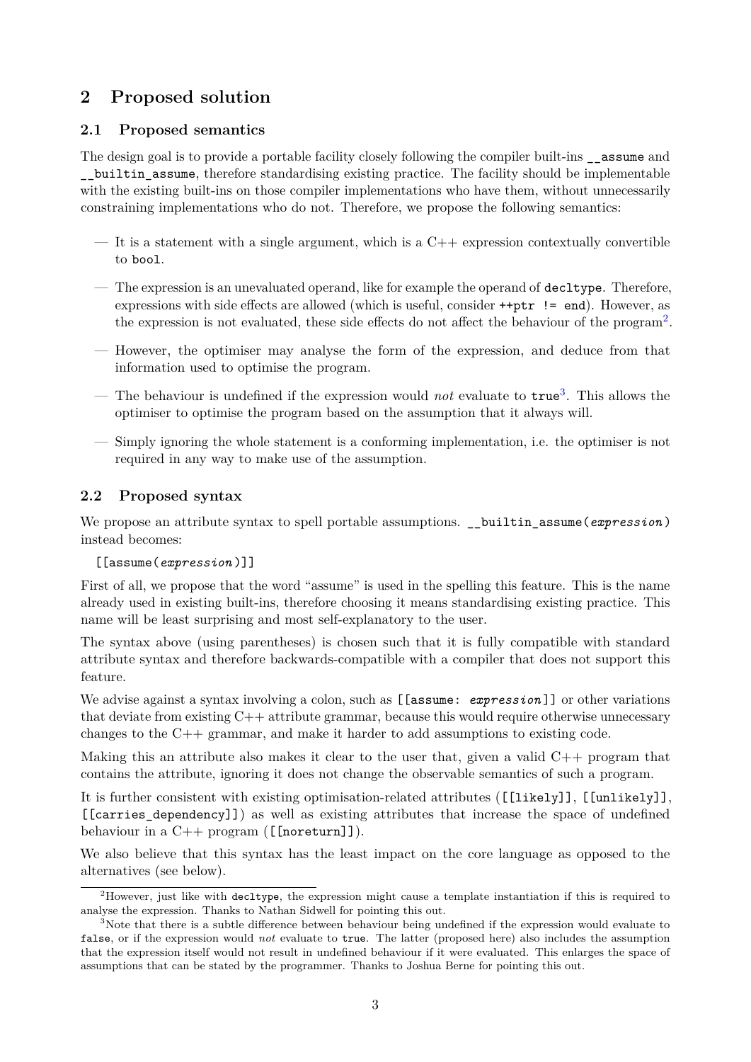## 2 Proposed solution

### 2.1 Proposed semantics

The design goal is to provide a portable facility closely following the compiler built-ins `__assume` and `__builtin_assume`, therefore standardising existing practice. The facility should be implementable with the existing built-ins on those compiler implementations who have them, without unnecessarily constraining implementations who do not. Therefore, we propose the following semantics:

- It is a statement with a single argument, which is a C++ expression contextually convertible to `bool`.
- The expression is an unevaluated operand, like for example the operand of `decltype`. Therefore, expressions with side effects are allowed (which is useful, consider `++ptr != end`). However, as the expression is not evaluated, these side effects do not affect the behaviour of the program[2].
- However, the optimiser may analyse the form of the expression, and deduce from that information used to optimise the program.
- The behaviour is undefined if the expression would *not* evaluate to `true`[3]. This allows the optimiser to optimise the program based on the assumption that it always will.
- Simply ignoring the whole statement is a conforming implementation, i.e. the optimiser is not required in any way to make use of the assumption.

### 2.2 Proposed syntax

We propose an attribute syntax to spell portable assumptions. `__builtin_assume(`*expression*`)` instead becomes:

`[[assume(`*expression*`)]]`

First of all, we propose that the word "assume" is used in the spelling this feature. This is the name already used in existing built-ins, therefore choosing it means standardising existing practice. This name will be least surprising and most self-explanatory to the user.

The syntax above (using parentheses) is chosen such that it is fully compatible with standard attribute syntax and therefore backwards-compatible with a compiler that does not support this feature.

We advise against a syntax involving a colon, such as `[[assume:` *expression*`]]` or other variations that deviate from existing C++ attribute grammar, because this would require otherwise unnecessary changes to the C++ grammar, and make it harder to add assumptions to existing code.

Making this an attribute also makes it clear to the user that, given a valid C++ program that contains the attribute, ignoring it does not change the observable semantics of such a program.

It is further consistent with existing optimisation-related attributes (`[[likely]]`, `[[unlikely]]`, `[[carries_dependency]]`) as well as existing attributes that increase the space of undefined behaviour in a C++ program (`[[noreturn]]`).

We also believe that this syntax has the least impact on the core language as opposed to the alternatives (see below).

---

[2] However, just like with `decltype`, the expression might cause a template instantiation if this is required to analyse the expression. Thanks to Nathan Sidwell for pointing this out.

[3] Note that there is a subtle difference between behaviour being undefined if the expression would evaluate to `false`, or if the expression would *not* evaluate to `true`. The latter (proposed here) also includes the assumption that the expression itself would not result in undefined behaviour if it were evaluated. This enlarges the space of assumptions that can be stated by the programmer. Thanks to Joshua Berne for pointing this out.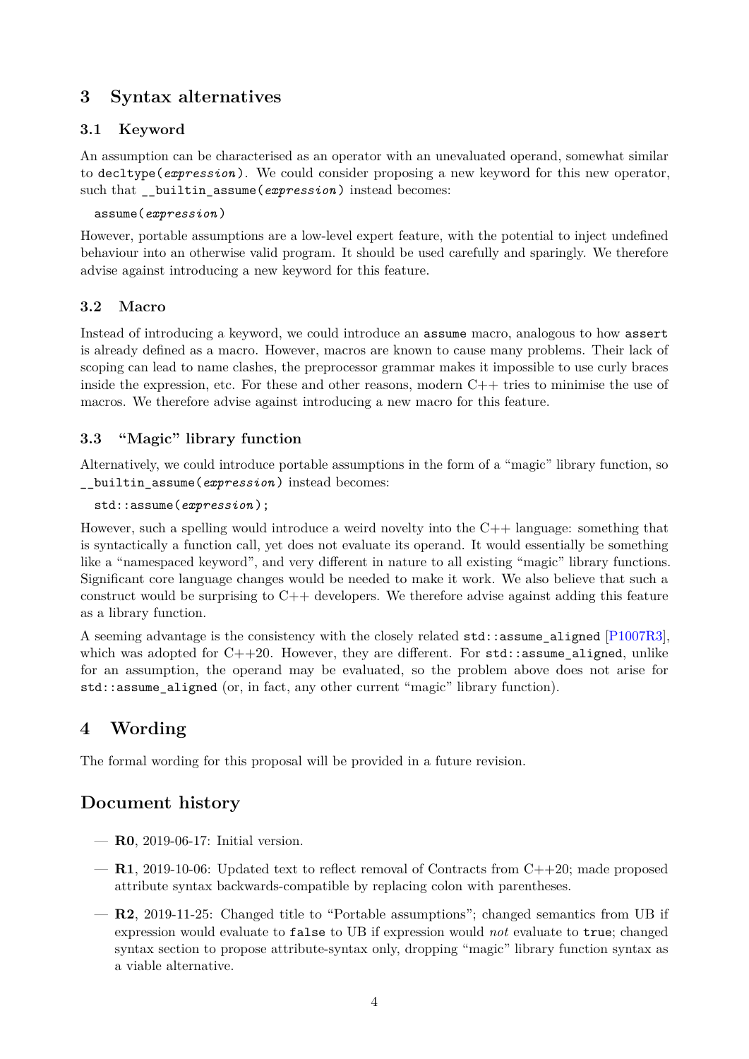## 3 Syntax alternatives

### 3.1 Keyword

An assumption can be characterised as an operator with an unevaluated operand, somewhat similar to `decltype(`*expression*`)`. We could consider proposing a new keyword for this new operator, such that `__builtin_assume(`*expression*`)` instead becomes:

```
assume(expression)
```

However, portable assumptions are a low-level expert feature, with the potential to inject undefined behaviour into an otherwise valid program. It should be used carefully and sparingly. We therefore advise against introducing a new keyword for this feature.

### 3.2 Macro

Instead of introducing a keyword, we could introduce an `assume` macro, analogous to how `assert` is already defined as a macro. However, macros are known to cause many problems. Their lack of scoping can lead to name clashes, the preprocessor grammar makes it impossible to use curly braces inside the expression, etc. For these and other reasons, modern C++ tries to minimise the use of macros. We therefore advise against introducing a new macro for this feature.

### 3.3 "Magic" library function

Alternatively, we could introduce portable assumptions in the form of a "magic" library function, so `__builtin_assume(`*expression*`)` instead becomes:

```
std::assume(expression);
```

However, such a spelling would introduce a weird novelty into the C++ language: something that is syntactically a function call, yet does not evaluate its operand. It would essentially be something like a "namespaced keyword", and very different in nature to all existing "magic" library functions. Significant core language changes would be needed to make it work. We also believe that such a construct would be surprising to C++ developers. We therefore advise against adding this feature as a library function.

A seeming advantage is the consistency with the closely related `std::assume_aligned` [P1007R3], which was adopted for C++20. However, they are different. For `std::assume_aligned`, unlike for an assumption, the operand may be evaluated, so the problem above does not arise for `std::assume_aligned` (or, in fact, any other current "magic" library function).

## 4 Wording

The formal wording for this proposal will be provided in a future revision.

## Document history

- **R0**, 2019-06-17: Initial version.
- **R1**, 2019-10-06: Updated text to reflect removal of Contracts from C++20; made proposed attribute syntax backwards-compatible by replacing colon with parentheses.
- **R2**, 2019-11-25: Changed title to "Portable assumptions"; changed semantics from UB if expression would evaluate to `false` to UB if expression would *not* evaluate to `true`; changed syntax section to propose attribute-syntax only, dropping "magic" library function syntax as a viable alternative.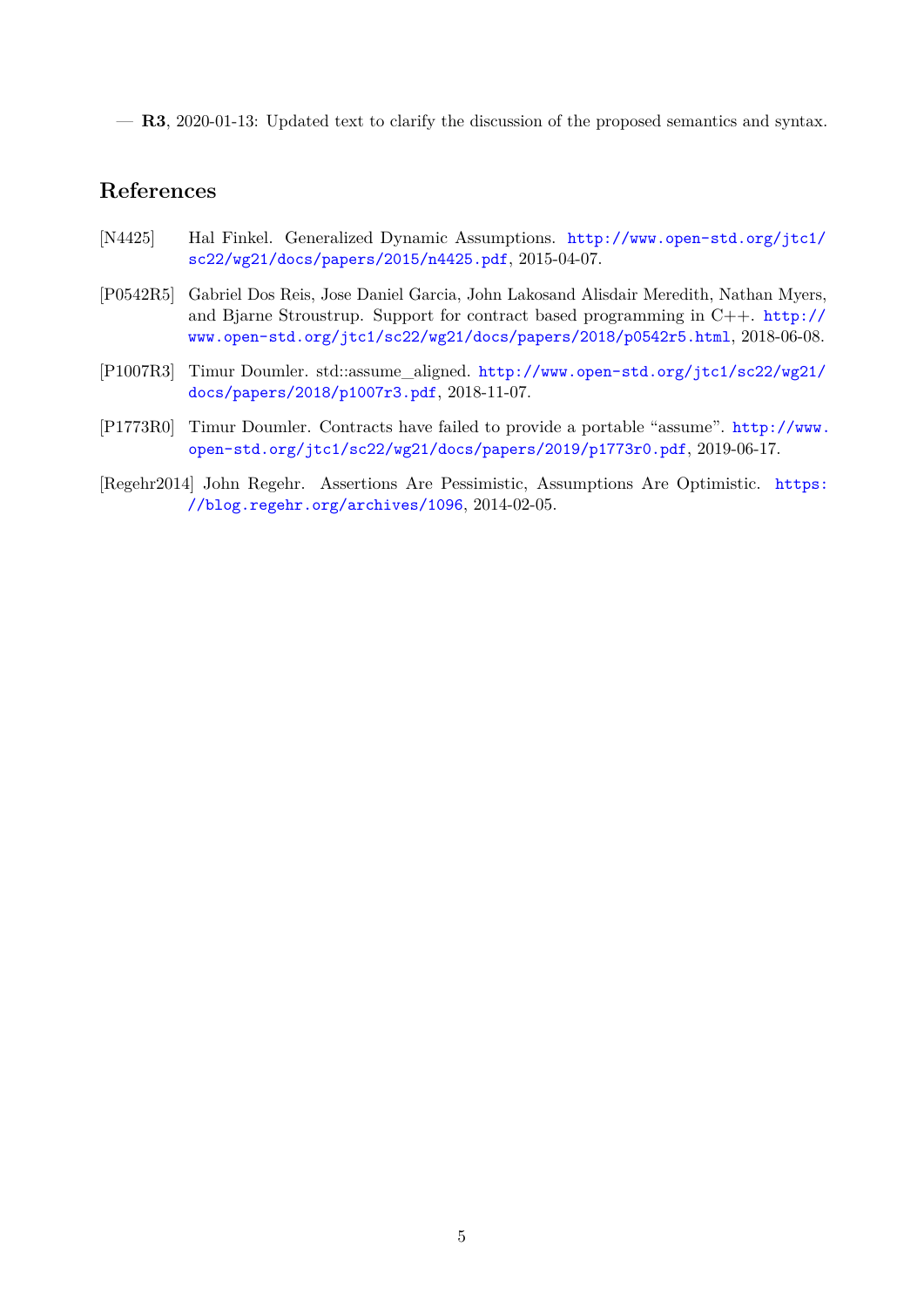— **R3**, 2020-01-13: Updated text to clarify the discussion of the proposed semantics and syntax.

## References

[N4425] Hal Finkel. Generalized Dynamic Assumptions. http://www.open-std.org/jtc1/sc22/wg21/docs/papers/2015/n4425.pdf, 2015-04-07.

[P0542R5] Gabriel Dos Reis, Jose Daniel Garcia, John Lakosand Alisdair Meredith, Nathan Myers, and Bjarne Stroustrup. Support for contract based programming in C++. http://www.open-std.org/jtc1/sc22/wg21/docs/papers/2018/p0542r5.html, 2018-06-08.

[P1007R3] Timur Doumler. std::assume_aligned. http://www.open-std.org/jtc1/sc22/wg21/docs/papers/2018/p1007r3.pdf, 2018-11-07.

[P1773R0] Timur Doumler. Contracts have failed to provide a portable "assume". http://www.open-std.org/jtc1/sc22/wg21/docs/papers/2019/p1773r0.pdf, 2019-06-17.

[Regehr2014] John Regehr. Assertions Are Pessimistic, Assumptions Are Optimistic. https://blog.regehr.org/archives/1096, 2014-02-05.